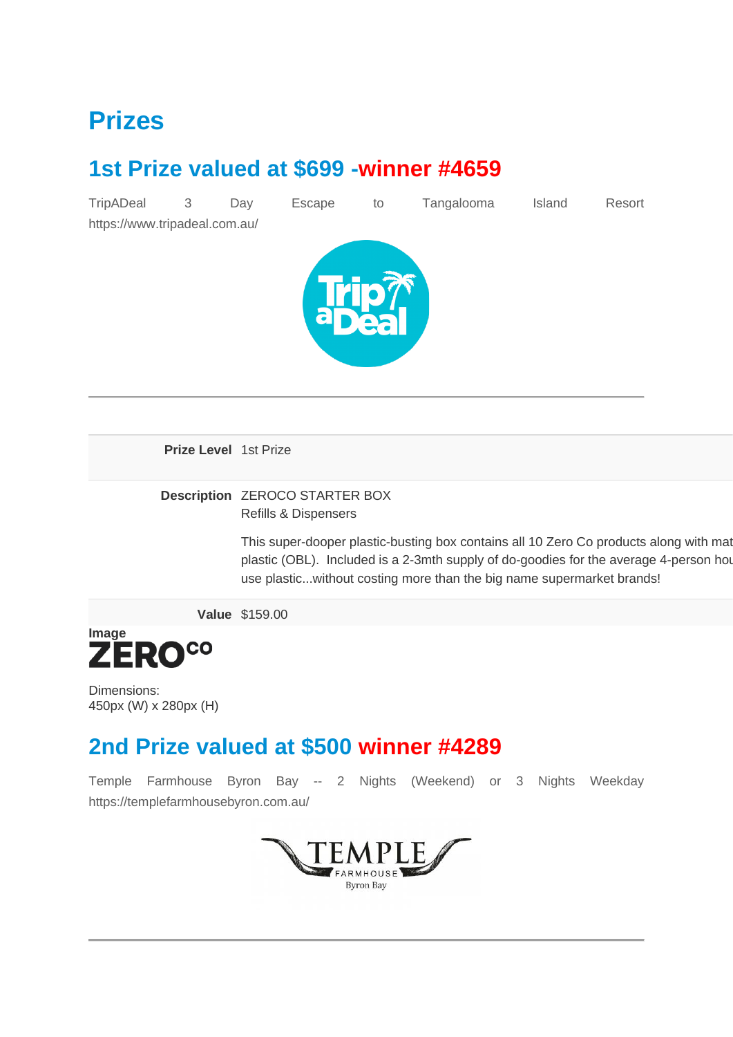# Prizes

## 1st Prize valued at $699 -winner #4659

TripADeal 3 Day Escape to Tangalooma Island Resort https://www.tripadeal.com.au/

---

| | |
|---|---|
| **Prize Level** | 1st Prize |
| **Description** | ZEROCO STARTER BOX<br>Refills & Dispensers<br><br>This super-dooper plastic-busting box contains all 10 Zero Co products along with mat plastic (OBL). Included is a 2-3mth supply of do-goodies for the average 4-person hou use plastic...without costing more than the big name supermarket brands! |
| **Value** | $159.00 |

**Image**

Dimensions:
450px (W) x 280px (H)

## 2nd Prize valued at $500 winner #4289

Temple Farmhouse Byron Bay -- 2 Nights (Weekend) or 3 Nights Weekday https://templefarmhousebyron.com.au/

---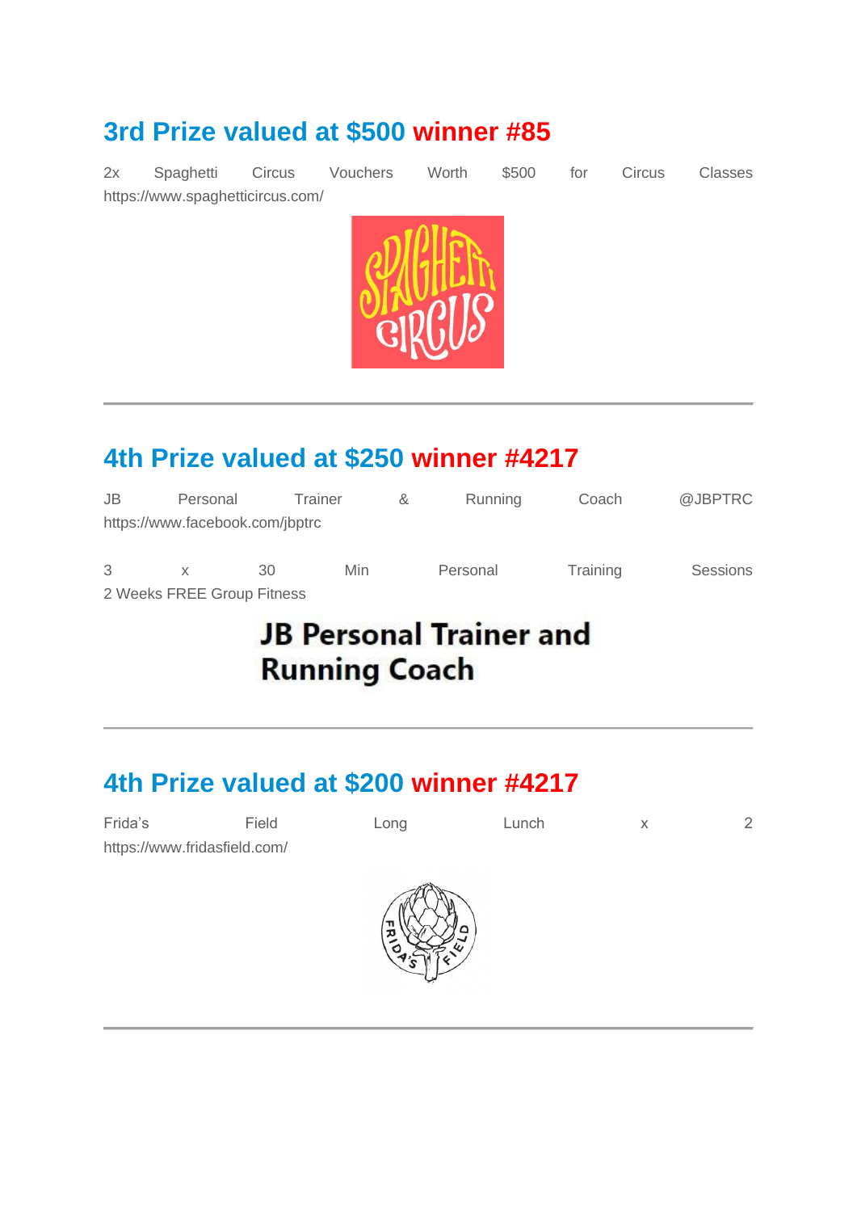## 3rd Prize valued at $500 winner #85

2x Spaghetti Circus Vouchers Worth $500 for Circus Classes
https://www.spaghetticircus.com/

---

## 4th Prize valued at $250 winner #4217

JB Personal Trainer & Running Coach @JBPTRC
https://www.facebook.com/jbptrc

3 x 30 Min Personal Training Sessions
2 Weeks FREE Group Fitness

---

## 4th Prize valued at $200 winner #4217

Frida's Field Long Lunch x 2
https://www.fridasfield.com/

---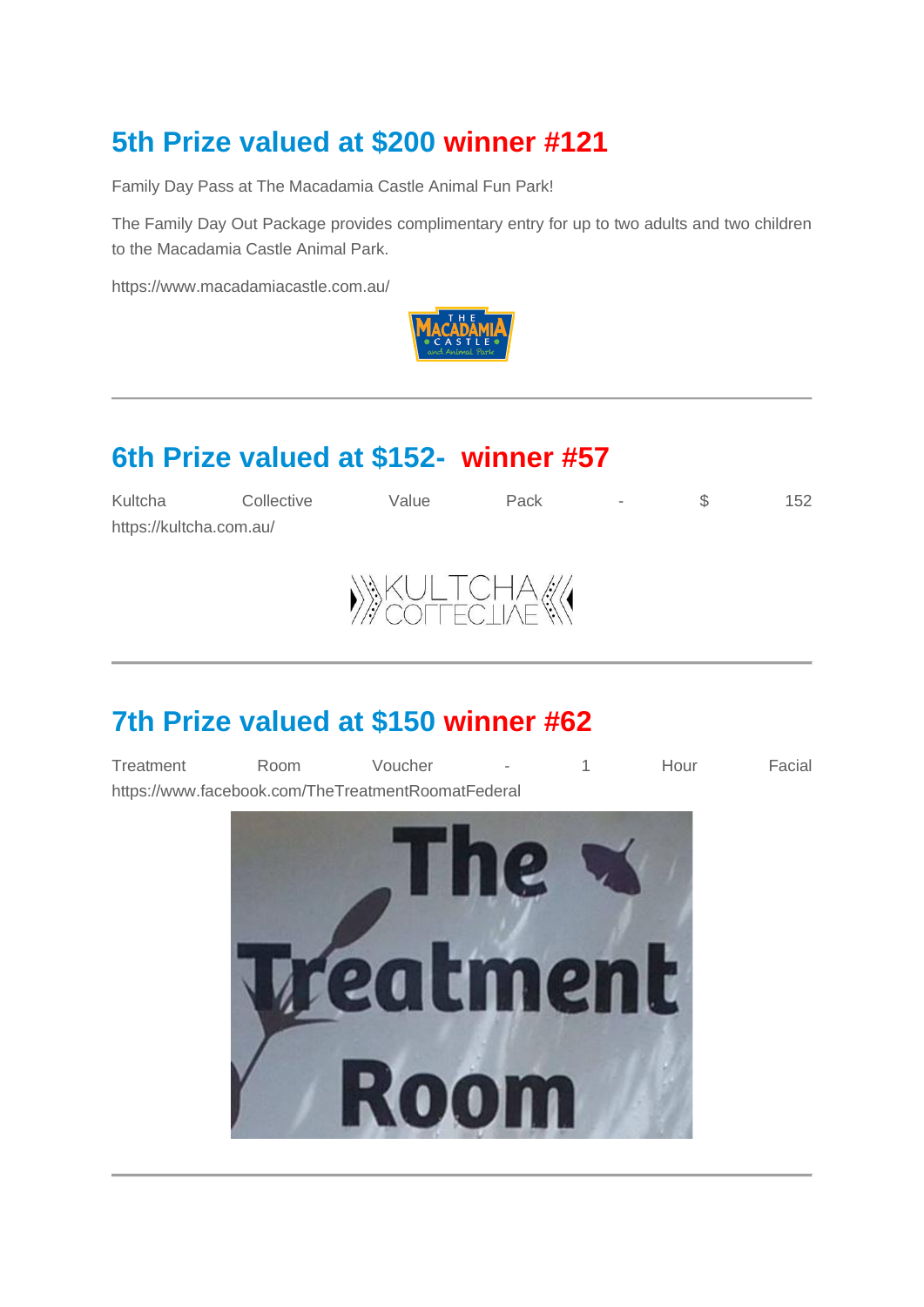## 5th Prize valued at $200 winner #121

Family Day Pass at The Macadamia Castle Animal Fun Park!

The Family Day Out Package provides complimentary entry for up to two adults and two children to the Macadamia Castle Animal Park.

https://www.macadamiacastle.com.au/

---

## 6th Prize valued at $152- winner #57

Kultcha Collective Value Pack - $ 152
https://kultcha.com.au/

---

## 7th Prize valued at $150 winner #62

Treatment Room Voucher - 1 Hour Facial
https://www.facebook.com/TheTreatmentRoomatFederal

---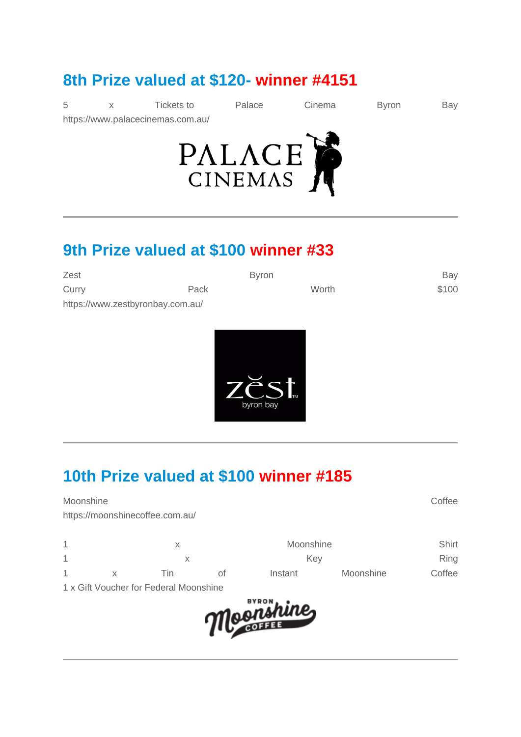## 8th Prize valued at $120- winner #4151

5 x Tickets to Palace Cinema Byron Bay
https://www.palacecinemas.com.au/

## 9th Prize valued at $100 winner #33

Zest Byron Bay Curry Pack Worth $100
https://www.zestbyronbay.com.au/

## 10th Prize valued at $100 winner #185

Moonshine Coffee
https://moonshinecoffee.com.au/

1 x Moonshine Shirt
1 x Key Ring
1 x Tin of Instant Moonshine Coffee
1 x Gift Voucher for Federal Moonshine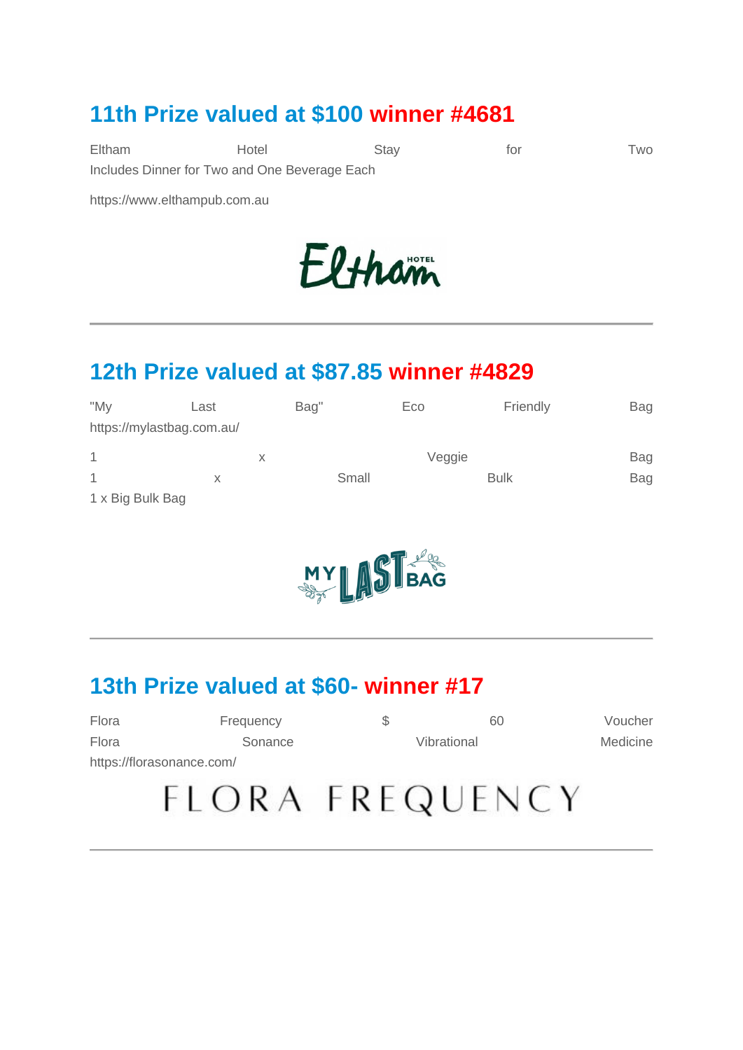## 11th Prize valued at $100 winner #4681

Eltham Hotel Stay for Two
Includes Dinner for Two and One Beverage Each

https://www.elthampub.com.au

---

## 12th Prize valued at $87.85 winner #4829

"My Last Bag" Eco Friendly Bag
https://mylastbag.com.au/

1 x Veggie Bag
1 x Small Bulk Bag
1 x Big Bulk Bag

---

## 13th Prize valued at $60- winner #17

Flora Frequency $ 60 Voucher
Flora Sonance Vibrational Medicine
https://florasonance.com/

---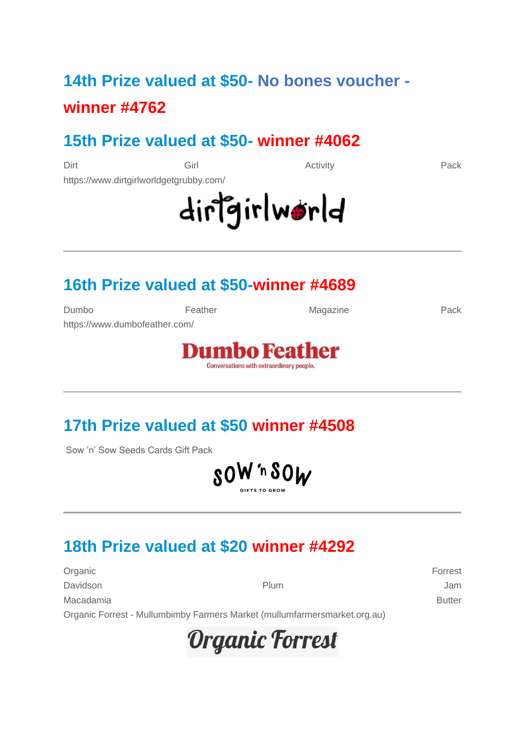## 14th Prize valued at $50- No bones voucher - winner #4762

## 15th Prize valued at $50- winner #4062

Dirt Girl Activity Pack
https://www.dirtgirlworldgetgrubby.com/

dirtgirlworld

## 16th Prize valued at $50-winner #4689

Dumbo Feather Magazine Pack
https://www.dumbofeather.com/

Dumbo Feather
Conversations with extraordinary people.

## 17th Prize valued at $50 winner #4508

Sow 'n' Sow Seeds Cards Gift Pack

SOW 'n SOW
GIFTS TO GROW

## 18th Prize valued at $20 winner #4292

Organic Forrest Davidson Plum Jam Macadamia Butter
Organic Forrest - Mullumbimby Farmers Market (mullumfarmersmarket.org.au)

Organic Forrest